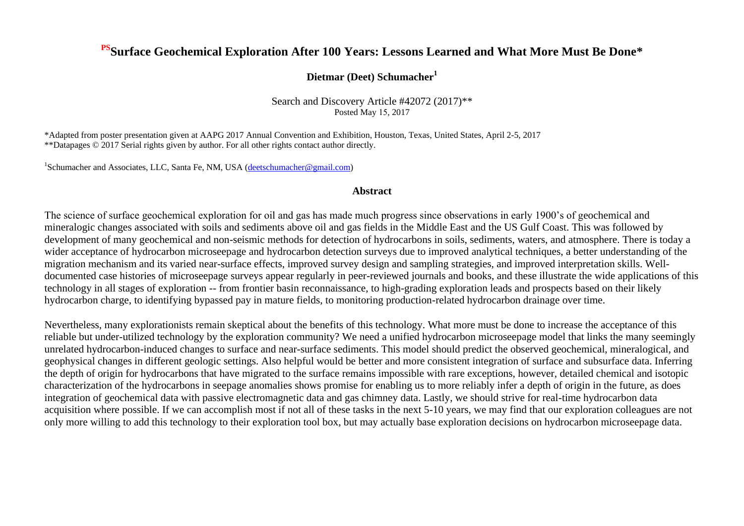# [PS]Surface Geochemical Exploration After 100 Years: Lessons Learned and What More Must Be Done*

**Dietmar (Deet) Schumacher[1]**

Search and Discovery Article #42072 (2017)**
Posted May 15, 2017

*Adapted from poster presentation given at AAPG 2017 Annual Convention and Exhibition, Houston, Texas, United States, April 2-5, 2017
**Datapages © 2017 Serial rights given by author. For all other rights contact author directly.

[1]Schumacher and Associates, LLC, Santa Fe, NM, USA (deetschumacher@gmail.com)

## Abstract

The science of surface geochemical exploration for oil and gas has made much progress since observations in early 1900's of geochemical and mineralogic changes associated with soils and sediments above oil and gas fields in the Middle East and the US Gulf Coast. This was followed by development of many geochemical and non-seismic methods for detection of hydrocarbons in soils, sediments, waters, and atmosphere. There is today a wider acceptance of hydrocarbon microseepage and hydrocarbon detection surveys due to improved analytical techniques, a better understanding of the migration mechanism and its varied near-surface effects, improved survey design and sampling strategies, and improved interpretation skills. Well-documented case histories of microseepage surveys appear regularly in peer-reviewed journals and books, and these illustrate the wide applications of this technology in all stages of exploration -- from frontier basin reconnaissance, to high-grading exploration leads and prospects based on their likely hydrocarbon charge, to identifying bypassed pay in mature fields, to monitoring production-related hydrocarbon drainage over time.

Nevertheless, many explorationists remain skeptical about the benefits of this technology. What more must be done to increase the acceptance of this reliable but under-utilized technology by the exploration community? We need a unified hydrocarbon microseepage model that links the many seemingly unrelated hydrocarbon-induced changes to surface and near-surface sediments. This model should predict the observed geochemical, mineralogical, and geophysical changes in different geologic settings. Also helpful would be better and more consistent integration of surface and subsurface data. Inferring the depth of origin for hydrocarbons that have migrated to the surface remains impossible with rare exceptions, however, detailed chemical and isotopic characterization of the hydrocarbons in seepage anomalies shows promise for enabling us to more reliably infer a depth of origin in the future, as does integration of geochemical data with passive electromagnetic data and gas chimney data. Lastly, we should strive for real-time hydrocarbon data acquisition where possible. If we can accomplish most if not all of these tasks in the next 5-10 years, we may find that our exploration colleagues are not only more willing to add this technology to their exploration tool box, but may actually base exploration decisions on hydrocarbon microseepage data.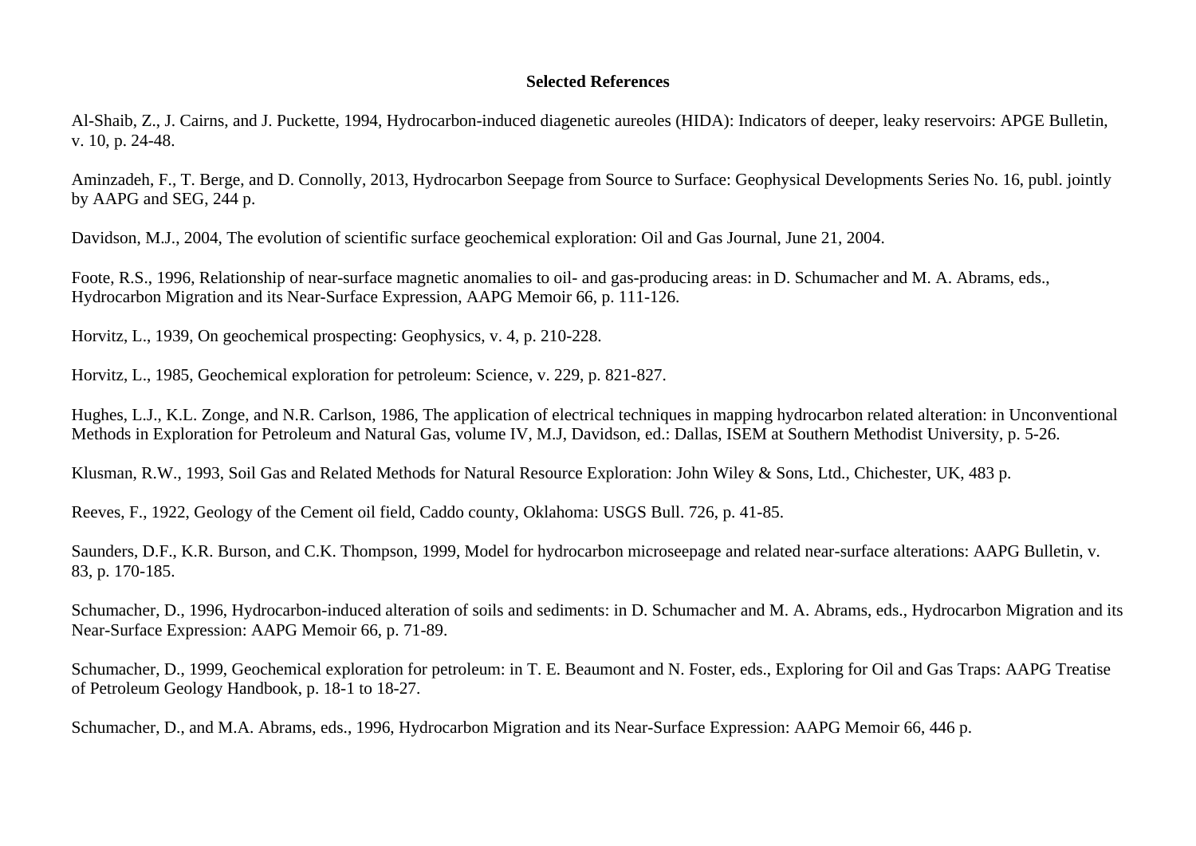## Selected References

Al-Shaib, Z., J. Cairns, and J. Puckette, 1994, Hydrocarbon-induced diagenetic aureoles (HIDA): Indicators of deeper, leaky reservoirs: APGE Bulletin, v. 10, p. 24-48.

Aminzadeh, F., T. Berge, and D. Connolly, 2013, Hydrocarbon Seepage from Source to Surface: Geophysical Developments Series No. 16, publ. jointly by AAPG and SEG, 244 p.

Davidson, M.J., 2004, The evolution of scientific surface geochemical exploration: Oil and Gas Journal, June 21, 2004.

Foote, R.S., 1996, Relationship of near-surface magnetic anomalies to oil- and gas-producing areas: in D. Schumacher and M. A. Abrams, eds., Hydrocarbon Migration and its Near-Surface Expression, AAPG Memoir 66, p. 111-126.

Horvitz, L., 1939, On geochemical prospecting: Geophysics, v. 4, p. 210-228.

Horvitz, L., 1985, Geochemical exploration for petroleum: Science, v. 229, p. 821-827.

Hughes, L.J., K.L. Zonge, and N.R. Carlson, 1986, The application of electrical techniques in mapping hydrocarbon related alteration: in Unconventional Methods in Exploration for Petroleum and Natural Gas, volume IV, M.J, Davidson, ed.: Dallas, ISEM at Southern Methodist University, p. 5-26.

Klusman, R.W., 1993, Soil Gas and Related Methods for Natural Resource Exploration: John Wiley & Sons, Ltd., Chichester, UK, 483 p.

Reeves, F., 1922, Geology of the Cement oil field, Caddo county, Oklahoma: USGS Bull. 726, p. 41-85.

Saunders, D.F., K.R. Burson, and C.K. Thompson, 1999, Model for hydrocarbon microseepage and related near-surface alterations: AAPG Bulletin, v. 83, p. 170-185.

Schumacher, D., 1996, Hydrocarbon-induced alteration of soils and sediments: in D. Schumacher and M. A. Abrams, eds., Hydrocarbon Migration and its Near-Surface Expression: AAPG Memoir 66, p. 71-89.

Schumacher, D., 1999, Geochemical exploration for petroleum: in T. E. Beaumont and N. Foster, eds., Exploring for Oil and Gas Traps: AAPG Treatise of Petroleum Geology Handbook, p. 18-1 to 18-27.

Schumacher, D., and M.A. Abrams, eds., 1996, Hydrocarbon Migration and its Near-Surface Expression: AAPG Memoir 66, 446 p.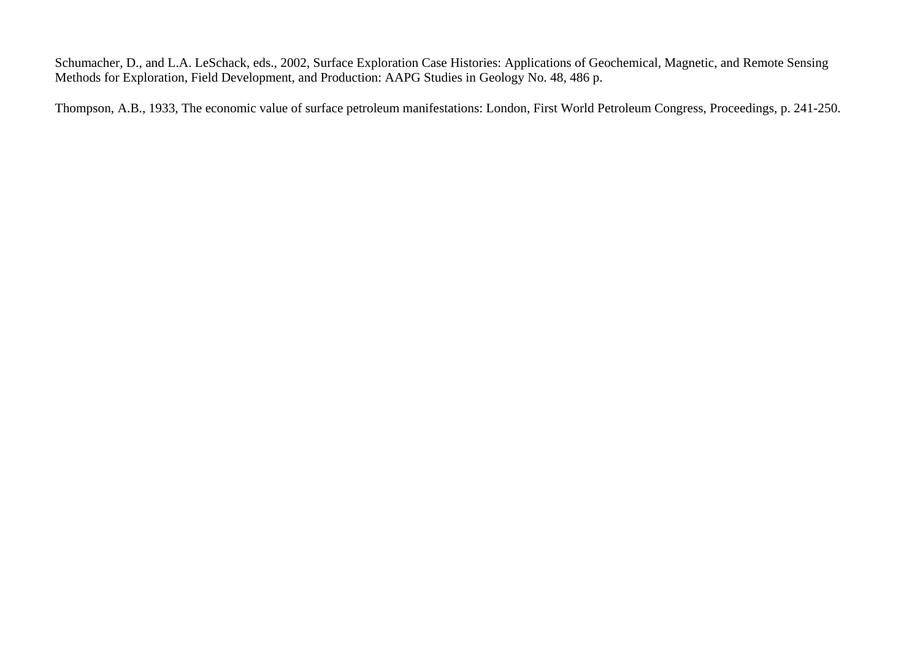Schumacher, D., and L.A. LeSchack, eds., 2002, Surface Exploration Case Histories: Applications of Geochemical, Magnetic, and Remote Sensing Methods for Exploration, Field Development, and Production: AAPG Studies in Geology No. 48, 486 p.

Thompson, A.B., 1933, The economic value of surface petroleum manifestations: London, First World Petroleum Congress, Proceedings, p. 241-250.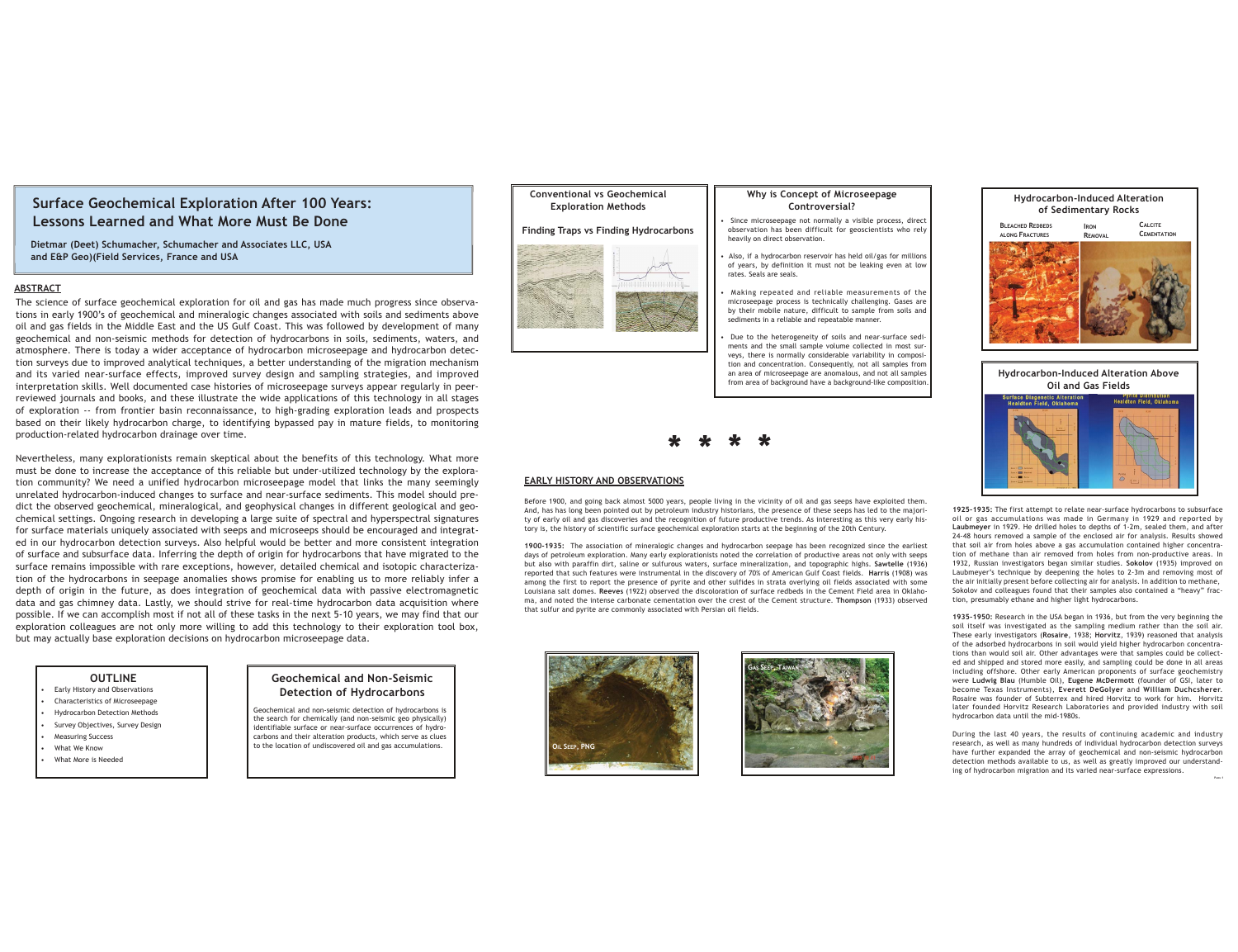# Surface Geochemical Exploration After 100 Years: Lessons Learned and What More Must Be Done

**Dietmar (Deet) Schumacher, Schumacher and Associates LLC, USA and E&P Geo)(Field Services, France and USA**

## ABSTRACT

The science of surface geochemical exploration for oil and gas has made much progress since observations in early 1900's of geochemical and mineralogic changes associated with soils and sediments above oil and gas fields in the Middle East and the US Gulf Coast. This was followed by development of many geochemical and non-seismic methods for detection of hydrocarbons in soils, sediments, waters, and atmosphere. There is today a wider acceptance of hydrocarbon microseepage and hydrocarbon detection surveys due to improved analytical techniques, a better understanding of the migration mechanism and its varied near-surface effects, improved survey design and sampling strategies, and improved interpretation skills. Well documented case histories of microseepage surveys appear regularly in peer-reviewed journals and books, and these illustrate the wide applications of this technology in all stages of exploration -- from frontier basin reconnaissance, to high-grading exploration leads and prospects based on their likely hydrocarbon charge, to identifying bypassed pay in mature fields, to monitoring production-related hydrocarbon drainage over time.

Nevertheless, many explorationists remain skeptical about the benefits of this technology. What more must be done to increase the acceptance of this reliable but under-utilized technology by the exploration community? We need a unified hydrocarbon microseepage model that links the many seemingly unrelated hydrocarbon-induced changes to surface and near-surface sediments. This model should predict the observed geochemical, mineralogical, and geophysical changes in different geological and geochemical settings. Ongoing research in developing a large suite of spectral and hyperspectral signatures for surface materials uniquely associated with seeps and microseeps should be encouraged and integrated in our hydrocarbon detection surveys. Also helpful would be better and more consistent integration of surface and subsurface data. Inferring the depth of origin for hydrocarbons that have migrated to the surface remains impossible with rare exceptions, however, detailed chemical and isotopic characterization of the hydrocarbons in seepage anomalies shows promise for enabling us to more reliably infer a depth of origin in the future, as does integration of geochemical data with passive electromagnetic data and gas chimney data. Lastly, we should strive for real-time hydrocarbon data acquisition where possible. If we can accomplish most if not all of these tasks in the next 5-10 years, we may find that our exploration colleagues are not only more willing to add this technology to their exploration tool box, but may actually base exploration decisions on hydrocarbon microseepage data.

### OUTLINE

- Early History and Observations
- Characteristics of Microseepage
- Hydrocarbon Detection Methods
- Survey Objectives, Survey Design
- Measuring Success
- What We Know
- What More is Needed

### Geochemical and Non-Seismic Detection of Hydrocarbons

Geochemical and non-seismic detection of hydrocarbons is the search for chemically (and non-seismic geo physically) identifiable surface or near-surface occurrences of hydrocarbons and their alteration products, which serve as clues to the location of undiscovered oil and gas accumulations.

### Conventional vs Geochemical Exploration Methods

Finding Traps vs Finding Hydrocarbons

### Why is Concept of Microseepage Controversial?

- Since microseepage not normally a visible process, direct observation has been difficult for geoscientists who rely heavily on direct observation.
- Also, if a hydrocarbon reservoir has held oil/gas for millions of years, by definition it must not be leaking even at low rates. Seals are seals.
- Making repeated and reliable measurements of the microseepage process is technically challenging. Gases are by their mobile nature, difficult to sample from soils and sediments in a reliable and repeatable manner.
- Due to the heterogeneity of soils and near-surface sediments and the small sample volume collected in most surveys, there is normally considerable variability in composition and concentration. Consequently, not all samples from an area of microseepage are anomalous, and not all samples from area of background have a background-like composition.

\* \* \* \*

## EARLY HISTORY AND OBSERVATIONS

Before 1900, and going back almost 5000 years, people living in the vicinity of oil and gas seeps have exploited them. And, has long been pointed out by petroleum industry historians, the presence of these seeps has led to the majority of early oil and gas discoveries and the recognition of future productive trends. As interesting as this very early history is, the history of scientific surface geochemical exploration starts at the beginning of the 20th Century.

**1900-1935:** The association of mineralogic changes and hydrocarbon seepage has been recognized since the earliest days of petroleum exploration. Many early explorationists noted the correlation of productive areas not only with seeps but also with paraffin dirt, saline or sulfurous waters, surface mineralization, and topographic highs. **Sawtelle** (1936) reported that such features were instrumental in the discovery of 70% of American Gulf Coast fields. **Harris** (1908) was among the first to report the presence of pyrite and other sulfides in strata overlying oil fields associated with some Louisiana salt domes. **Reeves** (1922) observed the discoloration of surface redbeds in the Cement Field area in Oklahoma, and noted the intense carbonate cementation over the crest of the Cement structure. **Thompson** (1933) observed that sulfur and pyrite are commonly associated with Persian oil fields.

Oil Seep, PNG

Gas Seep, Taiwan

### Hydrocarbon-Induced Alteration of Sedimentary Rocks

Bleached Redbeds along Fractures — Iron Removal — Calcite Cementation

### Hydrocarbon-Induced Alteration Above Oil and Gas Fields

Surface Diagenetic Alteration, Healdton Field, Oklahoma — Pyrite Distribution, Healdton Field, Oklahoma

**1925-1935:** The first attempt to relate near-surface hydrocarbons to subsurface oil or gas accumulations was made in Germany in 1929 and reported by **Laubmeyer** in 1929. He drilled holes to depths of 1-2m, sealed them, and after 24-48 hours removed a sample of the enclosed air for analysis. Results showed that soil air from holes above a gas accumulation contained higher concentration of methane than air removed from holes from non-productive areas. In 1932, Russian investigators began similar studies. **Sokolov** (1935) improved on Laubmeyer's technique by deepening the holes to 2-3m and removing most of the air initially present before collecting air for analysis. In addition to methane, Sokolov and colleagues found that their samples also contained a "heavy" fraction, presumably ethane and higher light hydrocarbons.

**1935-1950:** Research in the USA began in 1936, but from the very beginning the soil itself was investigated as the sampling medium rather than the soil air. These early investigators (**Rosaire**, 1938; **Horvitz**, 1939) reasoned that analysis of the adsorbed hydrocarbons in soil would yield higher hydrocarbon concentrations than would soil air. Other advantages were that samples could be collected and shipped and stored more easily, and sampling could be done in all areas including offshore. Other early American proponents of surface geochemistry were **Ludwig Blau** (Humble Oil), **Eugene McDermott** (founder of GSI, later to become Texas Instruments), **Everett DeGolyer** and **William Duchcsherer**. Rosaire was founder of Subterrex and hired Horvitz to work for him. Horvitz later founded Horvitz Research Laboratories and provided industry with soil hydrocarbon data until the mid-1980s.

During the last 40 years, the results of continuing academic and industry research, as well as many hundreds of individual hydrocarbon detection surveys have further expanded the array of geochemical and non-seismic hydrocarbon detection methods available to us, as well as greatly improved our understanding of hydrocarbon migration and its varied near-surface expressions.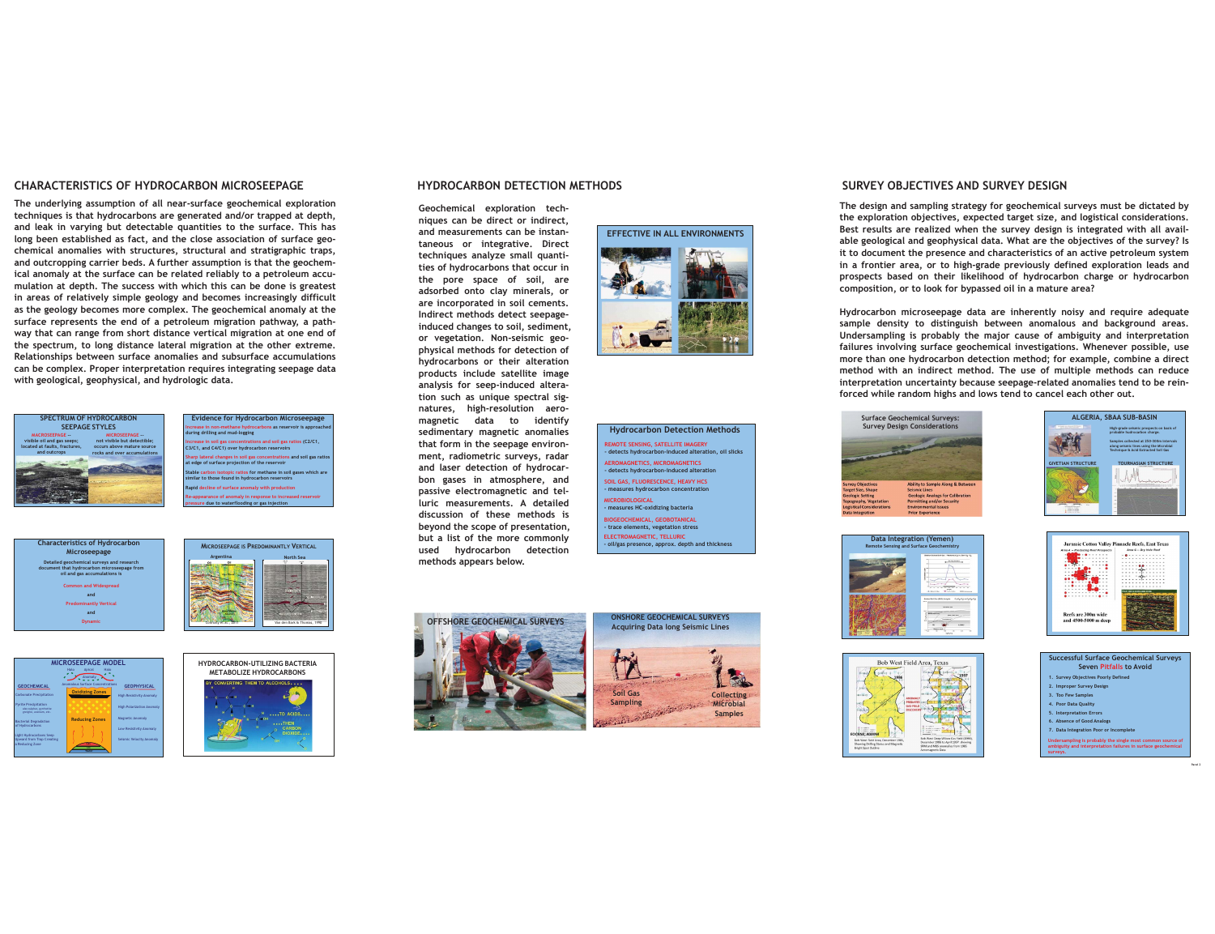## CHARACTERISTICS OF HYDROCARBON MICROSEEPAGE

The underlying assumption of all near-surface geochemical exploration techniques is that hydrocarbons are generated and/or trapped at depth, and leak in varying but detectable quantities to the surface. This has long been established as fact, and the close association of surface geochemical anomalies with structures, structural and stratigraphic traps, and outcropping carrier beds. A further assumption is that the geochemical anomaly at the surface can be related reliably to a petroleum accumulation at depth. The success with which this can be done is greatest in areas of relatively simple geology and becomes increasingly difficult as the geology becomes more complex. The geochemical anomaly at the surface represents the end of a petroleum migration pathway, a pathway that can range from short distance vertical migration at one end of the spectrum, to long distance lateral migration at the other extreme. Relationships between surface anomalies and subsurface accumulations can be complex. Proper interpretation requires integrating seepage data with geological, geophysical, and hydrologic data.

### SPECTRUM OF HYDROCARBON SEEPAGE STYLES

MACROSEEPAGE -- visible oil and gas seeps; located at faults, fractures, and outcrops

MICROSEEPAGE -- not visible but detectable; occurs above mature source rocks and over accumulations

### Evidence for Hydrocarbon Microseepage

- Increase in non-methane hydrocarbons as reservoir is approached during drilling and mud-logging
- Increase in soil gas concentrations and soil gas ratios (C2/C1, C3/C1, and C4/C1) over hydrocarbon reservoirs
- Sharp lateral changes in soil gas concentrations and soil gas ratios at edge of surface projection of the reservoir
- Stable carbon isotopic ratios for methane in soil gases which are similar to those found in hydrocarbon reservoirs
- Rapid decline of surface anomaly with production
- Re-appearance of anomaly in response to increased reservoir pressure due to waterflooding or gas injection

### Characteristics of Hydrocarbon Microseepage

Detailed geochemical surveys and research document that hydrocarbon microseepage from oil and gas accumulations is

Common and Widespread

and

Predominantly Vertical

and

Dynamic

### MICROSEEPAGE IS PREDOMINANTLY VERTICAL

Argentina — North Sea

### MICROSEEPAGE MODEL

GEOCHEMICAL: Carbonate Precipitation; Pyrite Precipitation; Bacterial Degradation of Hydrocarbons; Light Hydrocarbons (seep) Upward from Trap Creating a Reducing Zone

Oxidizing Zones; Reducing Zones

GEOPHYSICAL: High Resistivity Anomaly; High Polarization Anomaly; Magnetic Anomaly; Low Resistivity Anomaly; Seismic Velocity Anomaly

### HYDROCARBON-UTILIZING BACTERIA METABOLIZE HYDROCARBONS

BY CONVERTING THEM TO ALCOHOLS.... ....TO ACIDS.... ....THEN CARBON DIOXIDE....

## HYDROCARBON DETECTION METHODS

Geochemical exploration techniques can be direct or indirect, and measurements can be instantaneous or integrative. Direct techniques analyze small quantities of hydrocarbons that occur in the pore space of soil, are adsorbed onto clay minerals, or are incorporated in soil cements. Indirect methods detect seepage-induced changes to soil, sediment, or vegetation. Non-seismic geophysical methods for detection of hydrocarbons or their alteration products include satellite image analysis for seep-induced alteration such as unique spectral signatures, high-resolution aeromagnetic data to identify sedimentary magnetic anomalies that form in the seepage environment, radiometric surveys, radar and laser detection of hydrocarbon gases in atmosphere, and passive electromagnetic and telluric measurements. A detailed discussion of these methods is beyond the scope of presentation, but a list of the more commonly used hydrocarbon detection methods appears below.

### EFFECTIVE IN ALL ENVIRONMENTS

### Hydrocarbon Detection Methods

- REMOTE SENSING, SATELLITE IMAGERY - detects hydrocarbon-induced alteration, oil slicks
- AEROMAGNETICS, MICROMAGNETICS - detects hydrocarbon-induced alteration
- SOIL GAS, FLUORESCENCE, HEAVY HCS - measures hydrocarbon concentration
- MICROBIOLOGICAL - measures HC-oxidizing bacteria
- BIOGEOCHEMICAL, GEOBOTANICAL - trace elements, vegetation stress
- ELECTROMAGNETIC, TELLURIC - oil/gas presence, approx. depth and thickness

### OFFSHORE GEOCHEMICAL SURVEYS

### ONSHORE GEOCHEMICAL SURVEYS

Acquiring Data long Seismic Lines

Soil Gas Sampling — Collecting Microbial Samples

## SURVEY OBJECTIVES AND SURVEY DESIGN

The design and sampling strategy for geochemical surveys must be dictated by the exploration objectives, expected target size, and logistical considerations. Best results are realized when the survey design is integrated with all available geological and geophysical data. What are the objectives of the survey? Is it to document the presence and characteristics of an active petroleum system in a frontier area, or to high-grade previously defined exploration leads and prospects based on their likelihood of hydrocarbon charge or hydrocarbon composition, or to look for bypassed oil in a mature area?

Hydrocarbon microseepage data are inherently noisy and require adequate sample density to distinguish between anomalous and background areas. Undersampling is probably the major cause of ambiguity and interpretation failures involving surface geochemical investigations. Whenever possible, use more than one hydrocarbon detection method; for example, combine a direct method with an indirect method. The use of multiple methods can reduce interpretation uncertainty because seepage-related anomalies tend to be reinforced while random highs and lows tend to cancel each other out.

### Surface Geochemical Surveys: Survey Design Considerations

| | |
|---|---|
| Survey Objectives | Ability to Sample Along & Between Seismic Lines |
| Target Size, Shape | Geologic Analogs for Calibration |
| Geologic Setting | Permitting and/or Security |
| Topography, Vegetation | Environmental Issues |
| Logistical Considerations | Prior Experience |
| Data Integration | |

### ALGERIA, SBAA SUB-BASIN

High-grade seismic prospects on basis of probable hydrocarbon charge.

Samples collected at 250-300m intervals along seismic lines using the Microbial Technique & Acid Extracted Soil Gas

GIVETIAN STRUCTURE — TOURNASIAN STRUCTURE

### Data Integration (Yemen)

Remote Sensing and Surface Geochemistry

### Jurassic Cotton Valley Pinnacle Reefs, East Texas

Reefs are 300m wide and 4500-5000 m deep

### Bob West Field Area, Texas

### Successful Surface Geochemical Surveys Seven Pitfalls to Avoid

1. Survey Objectives Poorly Defined
2. Improper Survey Design
3. Too Few Samples
4. Poor Data Quality
5. Interpretation Errors
6. Absence of Good Analogs
7. Data Integration Poor or Incomplete

Undersampling is probably the single most common source of ambiguity and interpretation failures in surface geochemical surveys.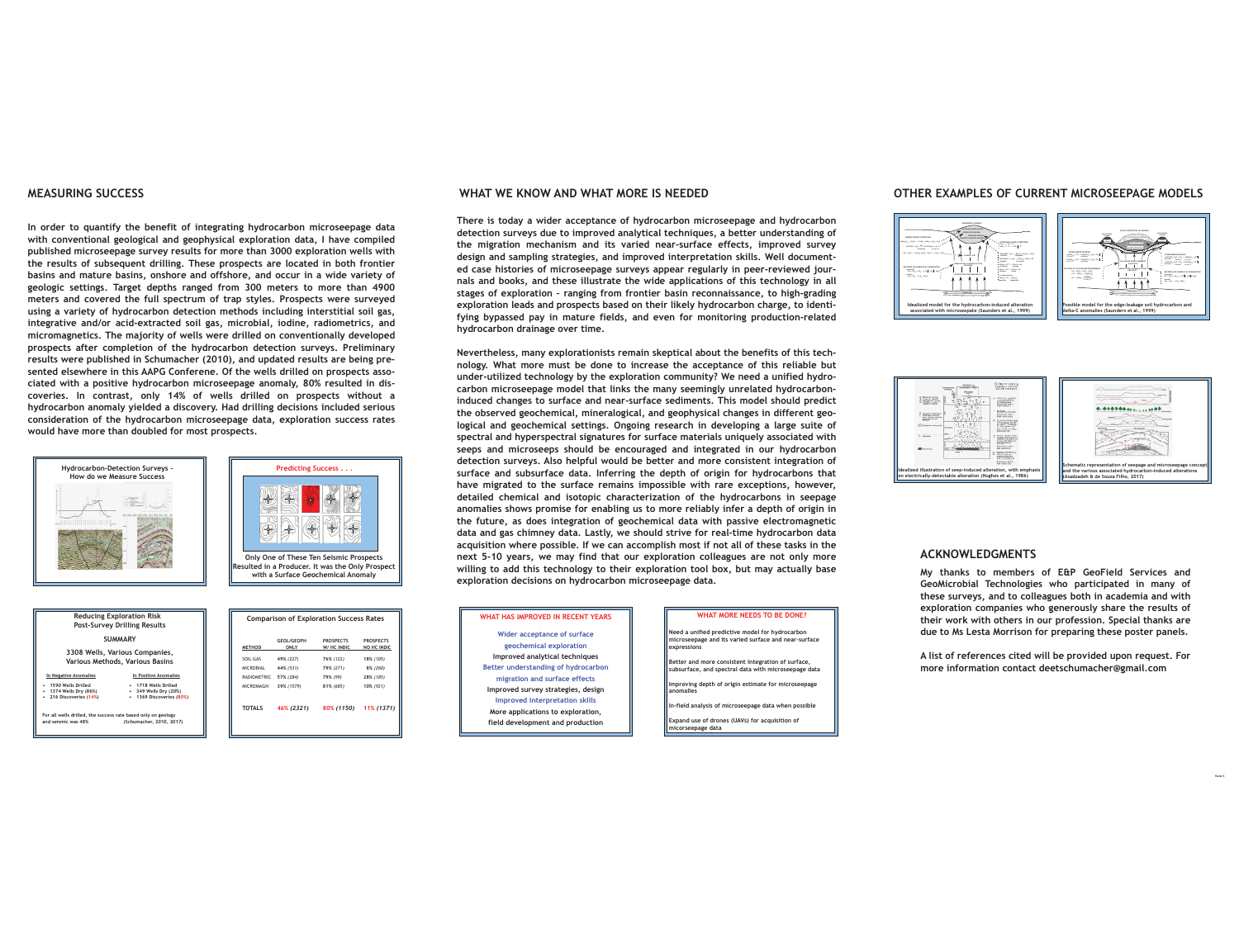## MEASURING SUCCESS

In order to quantify the benefit of integrating hydrocarbon microseepage data with conventional geological and geophysical exploration data, I have compiled published microseepage survey results for more than 3000 exploration wells with the results of subsequent drilling. These prospects are located in both frontier basins and mature basins, onshore and offshore, and occur in a wide variety of geologic settings. Target depths ranged from 300 meters to more than 4900 meters and covered the full spectrum of trap styles. Prospects were surveyed using a variety of hydrocarbon detection methods including interstitial soil gas, integrative and/or acid-extracted soil gas, microbial, iodine, radiometrics, and micromagnetics. The majority of wells were drilled on conventionally developed prospects after completion of the hydrocarbon detection surveys. Preliminary results were published in Schumacher (2010), and updated results are being presented elsewhere in this AAPG Conferene. Of the wells drilled on prospects associated with a positive hydrocarbon microseepage anomaly, 80% resulted in discoveries. In contrast, only 14% of wells drilled on prospects without a hydrocarbon anomaly yielded a discovery. Had drilling decisions included serious consideration of the hydrocarbon microseepage data, exploration success rates would have more than doubled for most prospects.

**Hydrocarbon-Detection Surveys - How do we Measure Success**

**Predicting Success . . .**

Only One of These Ten Seismic Prospects Resulted in a Producer. It was the Only Prospect with a Surface Geochemical Anomaly

**Reducing Exploration Risk Post-Survey Drilling Results**

**SUMMARY**

3308 Wells, Various Companies, Various Methods, Various Basins

In Negative Anomalies
- 1590 Wells Drilled
- 1374 Wells Dry (86%)
- 216 Discoveries (14%)

In Positive Anomalies
- 1718 Wells Drilled
- 349 Wells Dry (20%)
- 1369 Discoveries (80%)

For all wells drilled, the success rate based only on geology and seismic was 48% (Schumacher, 2010, 2017)

**Comparison of Exploration Success Rates**

| METHOD | GEOL/GEOPH ONLY | PROSPECTS W/ HC INDIC | PROSPECTS NO HC INDIC |
|---|---|---|---|
| SOIL GAS | 49% *(227)* | 76% *(122)* | 18% *(105)* |
| MICROBIAL | 44% *(531)* | 79% *(271)* | 8% *(260)* |
| RADIOMETRIC | 57% *(284)* | 79% *(99)* | 28% *(185)* |
| MICROMAGN | 39% *(1579)* | 81% *(685)* | 10% *(921)* |
| TOTALS | 46% *(2321)* | 80% *(1150)* | 11% *(1371)* |

## WHAT WE KNOW AND WHAT MORE IS NEEDED

There is today a wider acceptance of hydrocarbon microseepage and hydrocarbon detection surveys due to improved analytical techniques, a better understanding of the migration mechanism and its varied near-surface effects, improved survey design and sampling strategies, and improved interpretation skills. Well documented case histories of microseepage surveys appear regularly in peer-reviewed journals and books, and these illustrate the wide applications of this technology in all stages of exploration – ranging from frontier basin reconnaissance, to high-grading exploration leads and prospects based on their likely hydrocarbon charge, to identifying bypassed pay in mature fields, and even for monitoring production-related hydrocarbon drainage over time.

Nevertheless, many explorationists remain skeptical about the benefits of this technology. What more must be done to increase the acceptance of this reliable but under-utilized technology by the exploration community? We need a unified hydrocarbon microseepage model that links the many seemingly unrelated hydrocarbon-induced changes to surface and near-surface sediments. This model should predict the observed geochemical, mineralogical, and geophysical changes in different geological and geochemical settings. Ongoing research in developing a large suite of spectral and hyperspectral signatures for surface materials uniquely associated with seeps and microseeps should be encouraged and integrated in our hydrocarbon detection surveys. Also helpful would be better and more consistent integration of surface and subsurface data. Inferring the depth of origin for hydrocarbons that have migrated to the surface remains impossible with rare exceptions, however, detailed chemical and isotopic characterization of the hydrocarbons in seepage anomalies shows promise for enabling us to more reliably infer a depth of origin in the future, as does integration of geochemical data with passive electromagnetic data and gas chimney data. Lastly, we should strive for real-time hydrocarbon data acquisition where possible. If we can accomplish most if not all of these tasks in the next 5-10 years, we may find that our exploration colleagues are not only more willing to add this technology to their exploration tool box, but may actually base exploration decisions on hydrocarbon microseepage data.

**WHAT HAS IMPROVED IN RECENT YEARS**

- Wider acceptance of surface geochemical exploration
- Improved analytical techniques
- Better understanding of hydrocarbon migration and surface effects
- Improved survey strategies, design
- Improved interpretation skills
- More applications to exploration, field development and production

**WHAT MORE NEEDS TO BE DONE?**

- Need a unified predictive model for hydrocarbon microseepage and its varied surface and near-surface expressions
- Better and more consistent integration of surface, subsurface, and spectral data with microseepage data
- Improving depth of origin estimate for microseepage anomalies
- In-field analysis of microseepage data when possible
- Expand use of drones (UAVs) for acquisition of micorseepage data

## OTHER EXAMPLES OF CURRENT MICROSEEPAGE MODELS

Idealized model for the hydrocarbon-induced alteration associated with microseepate (Saunders et al., 1999)

Possible model for the edge-leakage soil hydrocarbon and delta-C anomalies (Saunders et al., 1999)

Idealized illustration of seep-induced alteration, with emphasis on electrically-detectable alteration (Hughes et al., 1986)

Schematic representation of seepage and microseepage concept and the various associated hydrocarbon-induced alterations (Asadzadeh & de Souza Filho, 2017)

## ACKNOWLEDGMENTS

My thanks to members of E&P GeoField Services and GeoMicrobial Technologies who participated in many of these surveys, and to colleagues both in academia and with exploration companies who generously share the results of their work with others in our profession. Special thanks are due to Ms Lesta Morrison for preparing these poster panels.

A list of references cited will be provided upon request. For more information contact deetschumacher@gmail.com